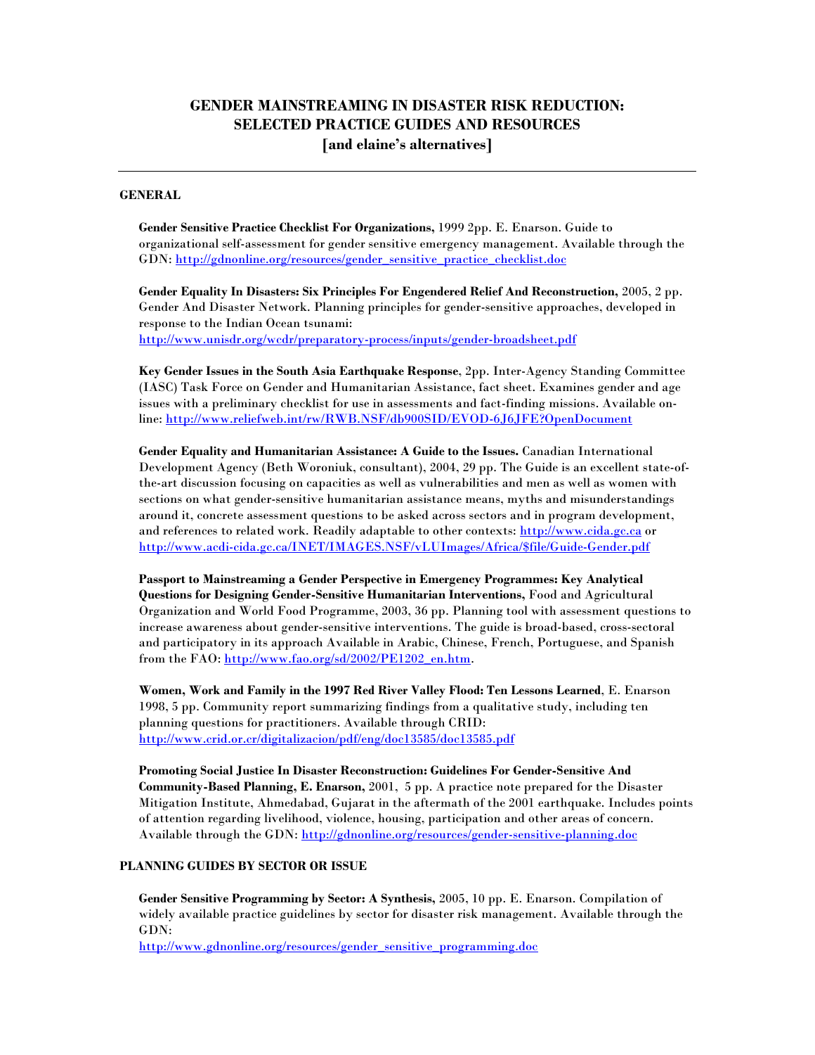# GENDER MAINSTREAMING IN DISASTER RISK REDUCTION: SELECTED PRACTICE GUIDES AND RESOURCES [and elaine's alternatives]

---

## GENERAL

**Gender Sensitive Practice Checklist For Organizations,** 1999 2pp. E. Enarson. Guide to organizational self-assessment for gender sensitive emergency management. Available through the GDN: http://gdnonline.org/resources/gender_sensitive_practice_checklist.doc

**Gender Equality In Disasters: Six Principles For Engendered Relief And Reconstruction,** 2005, 2 pp. Gender And Disaster Network. Planning principles for gender-sensitive approaches, developed in response to the Indian Ocean tsunami: http://www.unisdr.org/wcdr/preparatory-process/inputs/gender-broadsheet.pdf

**Key Gender Issues in the South Asia Earthquake Response**, 2pp. Inter-Agency Standing Committee (IASC) Task Force on Gender and Humanitarian Assistance, fact sheet. Examines gender and age issues with a preliminary checklist for use in assessments and fact-finding missions. Available on-line: http://www.reliefweb.int/rw/RWB.NSF/db900SID/EVOD-6J6JFE?OpenDocument

**Gender Equality and Humanitarian Assistance: A Guide to the Issues.** Canadian International Development Agency (Beth Woroniuk, consultant), 2004, 29 pp. The Guide is an excellent state-of-the-art discussion focusing on capacities as well as vulnerabilities and men as well as women with sections on what gender-sensitive humanitarian assistance means, myths and misunderstandings around it, concrete assessment questions to be asked across sectors and in program development, and references to related work. Readily adaptable to other contexts: http://www.cida.gc.ca or http://www.acdi-cida.gc.ca/INET/IMAGES.NSF/vLUImages/Africa/$file/Guide-Gender.pdf

**Passport to Mainstreaming a Gender Perspective in Emergency Programmes: Key Analytical Questions for Designing Gender-Sensitive Humanitarian Interventions,** Food and Agricultural Organization and World Food Programme, 2003, 36 pp. Planning tool with assessment questions to increase awareness about gender-sensitive interventions. The guide is broad-based, cross-sectoral and participatory in its approach Available in Arabic, Chinese, French, Portuguese, and Spanish from the FAO: http://www.fao.org/sd/2002/PE1202_en.htm.

**Women, Work and Family in the 1997 Red River Valley Flood: Ten Lessons Learned**, E. Enarson 1998, 5 pp. Community report summarizing findings from a qualitative study, including ten planning questions for practitioners. Available through CRID: http://www.crid.or.cr/digitalizacion/pdf/eng/doc13585/doc13585.pdf

**Promoting Social Justice In Disaster Reconstruction: Guidelines For Gender-Sensitive And Community-Based Planning, E. Enarson,** 2001, 5 pp. A practice note prepared for the Disaster Mitigation Institute, Ahmedabad, Gujarat in the aftermath of the 2001 earthquake. Includes points of attention regarding livelihood, violence, housing, participation and other areas of concern. Available through the GDN: http://gdnonline.org/resources/gender-sensitive-planning.doc

## PLANNING GUIDES BY SECTOR OR ISSUE

**Gender Sensitive Programming by Sector: A Synthesis,** 2005, 10 pp. E. Enarson. Compilation of widely available practice guidelines by sector for disaster risk management. Available through the GDN: http://www.gdnonline.org/resources/gender_sensitive_programming.doc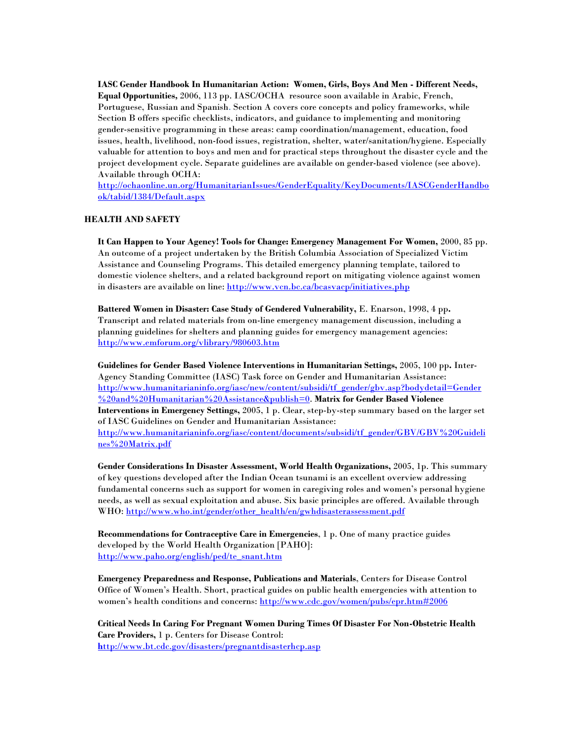**IASC Gender Handbook In Humanitarian Action: Women, Girls, Boys And Men - Different Needs, Equal Opportunities,** 2006, 113 pp. IASC/OCHA resource soon available in Arabic, French, Portuguese, Russian and Spanish. Section A covers core concepts and policy frameworks, while Section B offers specific checklists, indicators, and guidance to implementing and monitoring gender-sensitive programming in these areas: camp coordination/management, education, food issues, health, livelihood, non-food issues, registration, shelter, water/sanitation/hygiene. Especially valuable for attention to boys and men and for practical steps throughout the disaster cycle and the project development cycle. Separate guidelines are available on gender-based violence (see above). Available through OCHA: http://ochaonline.un.org/HumanitarianIssues/GenderEquality/KeyDocuments/IASCGenderHandbook/tabid/1384/Default.aspx

## HEALTH AND SAFETY

**It Can Happen to Your Agency! Tools for Change: Emergency Management For Women,** 2000, 85 pp. An outcome of a project undertaken by the British Columbia Association of Specialized Victim Assistance and Counseling Programs. This detailed emergency planning template, tailored to domestic violence shelters, and a related background report on mitigating violence against women in disasters are available on line: http://www.vcn.bc.ca/bcasvacp/initiatives.php

**Battered Women in Disaster: Case Study of Gendered Vulnerability,** E. Enarson, 1998, 4 pp**.** Transcript and related materials from on-line emergency management discussion, including a planning guidelines for shelters and planning guides for emergency management agencies: http://www.emforum.org/vlibrary/980603.htm

**Guidelines for Gender Based Violence Interventions in Humanitarian Settings,** 2005, 100 pp**.** Inter-Agency Standing Committee (IASC) Task force on Gender and Humanitarian Assistance: http://www.humanitarianinfo.org/iasc/new/content/subsidi/tf_gender/gbv.asp?bodydetail=Gender%20and%20Humanitarian%20Assistance&publish=0. **Matrix for Gender Based Violence Interventions in Emergency Settings,** 2005, 1 p. Clear, step-by-step summary based on the larger set of IASC Guidelines on Gender and Humanitarian Assistance: http://www.humanitarianinfo.org/iasc/content/documents/subsidi/tf_gender/GBV/GBV%20Guidelines%20Matrix.pdf

**Gender Considerations In Disaster Assessment, World Health Organizations,** 2005, 1p. This summary of key questions developed after the Indian Ocean tsunami is an excellent overview addressing fundamental concerns such as support for women in caregiving roles and women's personal hygiene needs, as well as sexual exploitation and abuse. Six basic principles are offered. Available through WHO: http://www.who.int/gender/other_health/en/gwhdisasterassessment.pdf

**Recommendations for Contraceptive Care in Emergencies**, 1 p. One of many practice guides developed by the World Health Organization [PAHO]: http://www.paho.org/english/ped/te_snant.htm

**Emergency Preparedness and Response, Publications and Materials**, Centers for Disease Control Office of Women's Health. Short, practical guides on public health emergencies with attention to women's health conditions and concerns: http://www.cdc.gov/women/pubs/epr.htm#2006

**Critical Needs In Caring For Pregnant Women During Times Of Disaster For Non-Obstetric Health Care Providers,** 1 p. Centers for Disease Control: http://www.bt.cdc.gov/disasters/pregnantdisasterhcp.asp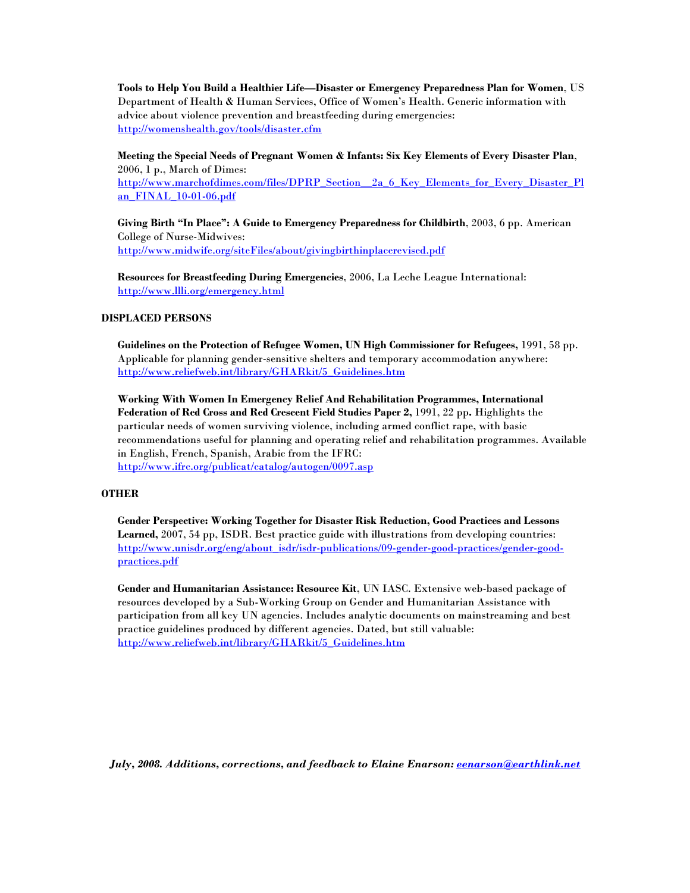**Tools to Help You Build a Healthier Life—Disaster or Emergency Preparedness Plan for Women**, US Department of Health & Human Services, Office of Women's Health. Generic information with advice about violence prevention and breastfeeding during emergencies: http://womenshealth.gov/tools/disaster.cfm

**Meeting the Special Needs of Pregnant Women & Infants: Six Key Elements of Every Disaster Plan**, 2006, 1 p., March of Dimes: http://www.marchofdimes.com/files/DPRP_Section__2a_6_Key_Elements_for_Every_Disaster_Plan_FINAL_10-01-06.pdf

**Giving Birth "In Place": A Guide to Emergency Preparedness for Childbirth**, 2003, 6 pp. American College of Nurse-Midwives: http://www.midwife.org/siteFiles/about/givingbirthinplacerevised.pdf

**Resources for Breastfeeding During Emergencies**, 2006, La Leche League International: http://www.llli.org/emergency.html

**DISPLACED PERSONS**

**Guidelines on the Protection of Refugee Women, UN High Commissioner for Refugees,** 1991, 58 pp. Applicable for planning gender-sensitive shelters and temporary accommodation anywhere: http://www.reliefweb.int/library/GHARkit/5_Guidelines.htm

**Working With Women In Emergency Relief And Rehabilitation Programmes, International Federation of Red Cross and Red Crescent Field Studies Paper 2,** 1991, 22 pp**.** Highlights the particular needs of women surviving violence, including armed conflict rape, with basic recommendations useful for planning and operating relief and rehabilitation programmes. Available in English, French, Spanish, Arabic from the IFRC: http://www.ifrc.org/publicat/catalog/autogen/0097.asp

**OTHER**

**Gender Perspective: Working Together for Disaster Risk Reduction, Good Practices and Lessons Learned,** 2007, 54 pp, ISDR. Best practice guide with illustrations from developing countries: http://www.unisdr.org/eng/about_isdr/isdr-publications/09-gender-good-practices/gender-good-practices.pdf

**Gender and Humanitarian Assistance: Resource Kit**, UN IASC. Extensive web-based package of resources developed by a Sub-Working Group on Gender and Humanitarian Assistance with participation from all key UN agencies. Includes analytic documents on mainstreaming and best practice guidelines produced by different agencies. Dated, but still valuable: http://www.reliefweb.int/library/GHARkit/5_Guidelines.htm

***July, 2008. Additions, corrections, and feedback to Elaine Enarson: eenarson@earthlink.net***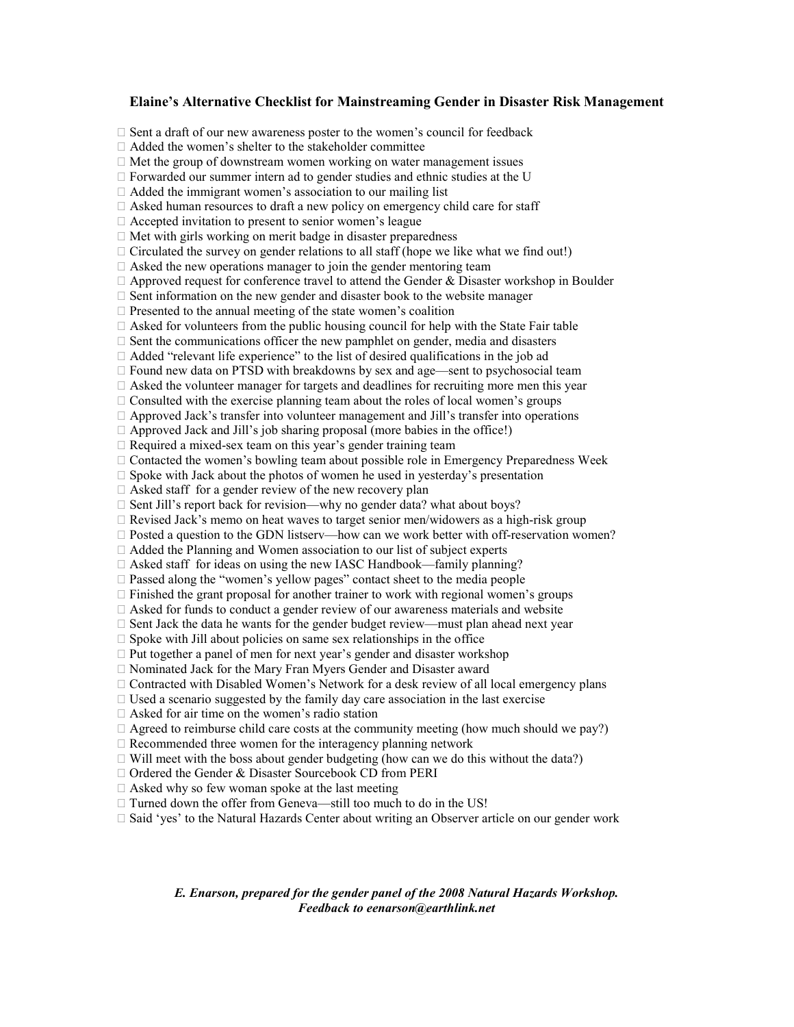### Elaine's Alternative Checklist for Mainstreaming Gender in Disaster Risk Management

- Sent a draft of our new awareness poster to the women's council for feedback
- Added the women's shelter to the stakeholder committee
- Met the group of downstream women working on water management issues
- Forwarded our summer intern ad to gender studies and ethnic studies at the U
- Added the immigrant women's association to our mailing list
- Asked human resources to draft a new policy on emergency child care for staff
- Accepted invitation to present to senior women's league
- Met with girls working on merit badge in disaster preparedness
- Circulated the survey on gender relations to all staff (hope we like what we find out!)
- Asked the new operations manager to join the gender mentoring team
- Approved request for conference travel to attend the Gender & Disaster workshop in Boulder
- Sent information on the new gender and disaster book to the website manager
- Presented to the annual meeting of the state women's coalition
- Asked for volunteers from the public housing council for help with the State Fair table
- Sent the communications officer the new pamphlet on gender, media and disasters
- Added "relevant life experience" to the list of desired qualifications in the job ad
- Found new data on PTSD with breakdowns by sex and age—sent to psychosocial team
- Asked the volunteer manager for targets and deadlines for recruiting more men this year
- Consulted with the exercise planning team about the roles of local women's groups
- Approved Jack's transfer into volunteer management and Jill's transfer into operations
- Approved Jack and Jill's job sharing proposal (more babies in the office!)
- Required a mixed-sex team on this year's gender training team
- Contacted the women's bowling team about possible role in Emergency Preparedness Week
- Spoke with Jack about the photos of women he used in yesterday's presentation
- Asked staff for a gender review of the new recovery plan
- Sent Jill's report back for revision—why no gender data? what about boys?
- Revised Jack's memo on heat waves to target senior men/widowers as a high-risk group
- Posted a question to the GDN listserv—how can we work better with off-reservation women?
- Added the Planning and Women association to our list of subject experts
- Asked staff for ideas on using the new IASC Handbook—family planning?
- Passed along the "women's yellow pages" contact sheet to the media people
- Finished the grant proposal for another trainer to work with regional women's groups
- Asked for funds to conduct a gender review of our awareness materials and website
- Sent Jack the data he wants for the gender budget review—must plan ahead next year
- Spoke with Jill about policies on same sex relationships in the office
- Put together a panel of men for next year's gender and disaster workshop
- Nominated Jack for the Mary Fran Myers Gender and Disaster award
- Contracted with Disabled Women's Network for a desk review of all local emergency plans
- Used a scenario suggested by the family day care association in the last exercise
- Asked for air time on the women's radio station
- Agreed to reimburse child care costs at the community meeting (how much should we pay?)
- Recommended three women for the interagency planning network
- Will meet with the boss about gender budgeting (how can we do this without the data?)
- Ordered the Gender & Disaster Sourcebook CD from PERI
- Asked why so few woman spoke at the last meeting
- Turned down the offer from Geneva—still too much to do in the US!
- Said 'yes' to the Natural Hazards Center about writing an Observer article on our gender work

***E. Enarson, prepared for the gender panel of the 2008 Natural Hazards Workshop.***
***Feedback to eenarson@earthlink.net***